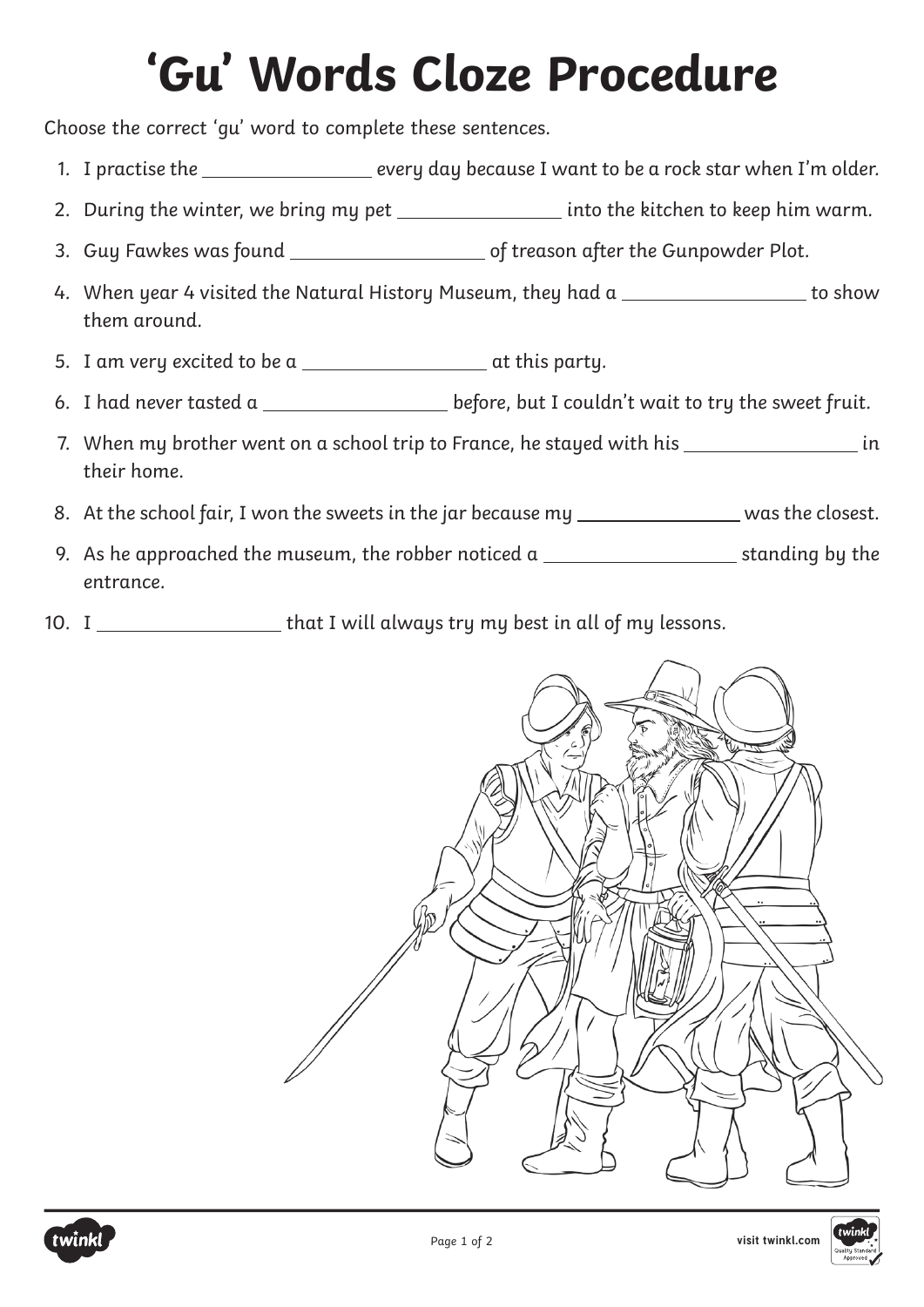# 'Gu' Words Cloze Procedure

Choose the correct 'gu' word to complete these sentences.

1. I practise the ________________ every day because I want to be a rock star when I'm older.
2. During the winter, we bring my pet ________________ into the kitchen to keep him warm.
3. Guy Fawkes was found ________________ of treason after the Gunpowder Plot.
4. When year 4 visited the Natural History Museum, they had a ________________ to show them around.
5. I am very excited to be a ________________ at this party.
6. I had never tasted a ________________ before, but I couldn't wait to try the sweet fruit.
7. When my brother went on a school trip to France, he stayed with his ________________ in their home.
8. At the school fair, I won the sweets in the jar because my ________________ was the closest.
9. As he approached the museum, the robber noticed a ________________ standing by the entrance.
10. I ________________ that I will always try my best in all of my lessons.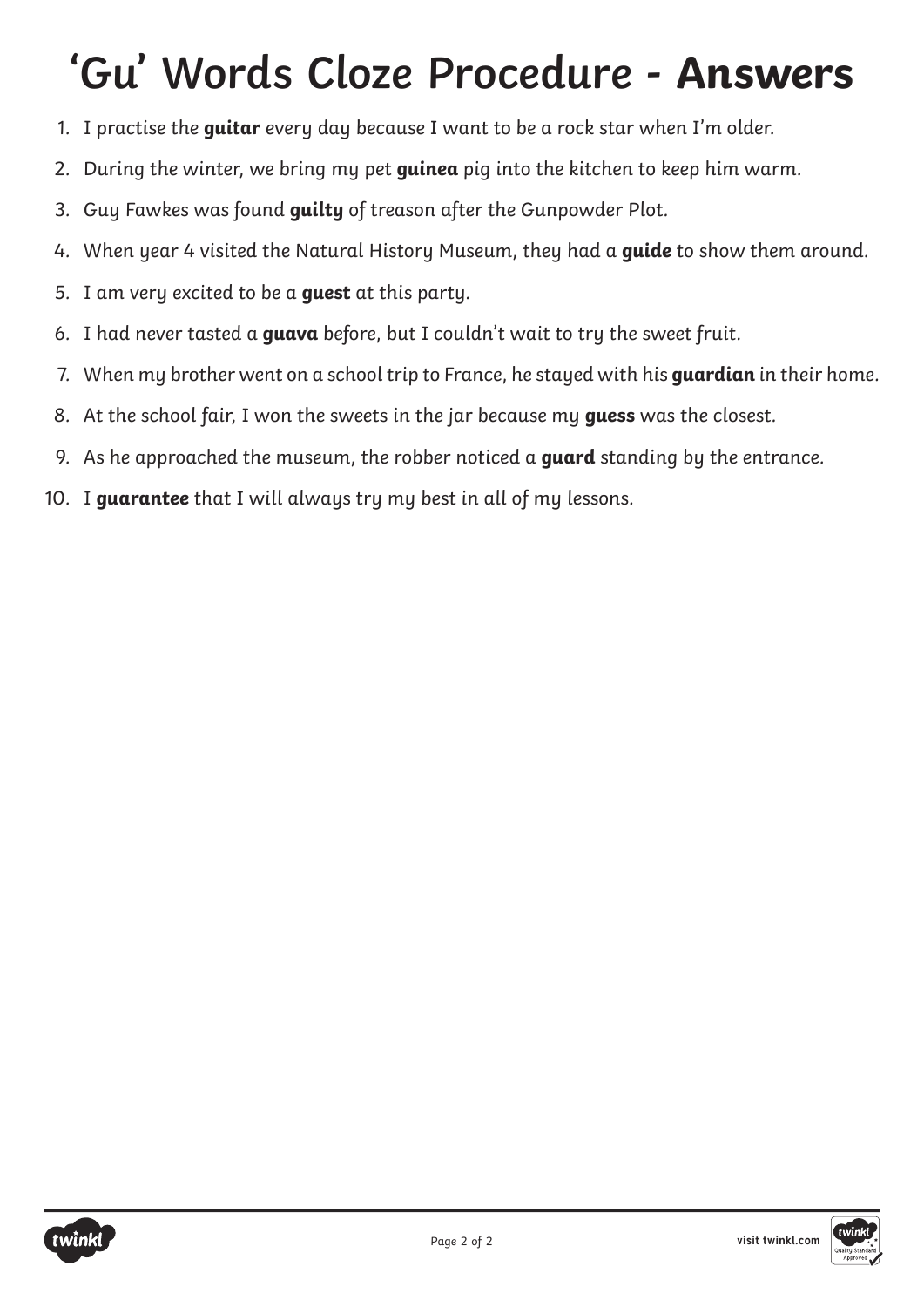# 'Gu' Words Cloze Procedure - **Answers**

1. I practise the **guitar** every day because I want to be a rock star when I'm older.
2. During the winter, we bring my pet **guinea** pig into the kitchen to keep him warm.
3. Guy Fawkes was found **guilty** of treason after the Gunpowder Plot.
4. When year 4 visited the Natural History Museum, they had a **guide** to show them around.
5. I am very excited to be a **guest** at this party.
6. I had never tasted a **guava** before, but I couldn't wait to try the sweet fruit.
7. When my brother went on a school trip to France, he stayed with his **guardian** in their home.
8. At the school fair, I won the sweets in the jar because my **guess** was the closest.
9. As he approached the museum, the robber noticed a **guard** standing by the entrance.
10. I **guarantee** that I will always try my best in all of my lessons.